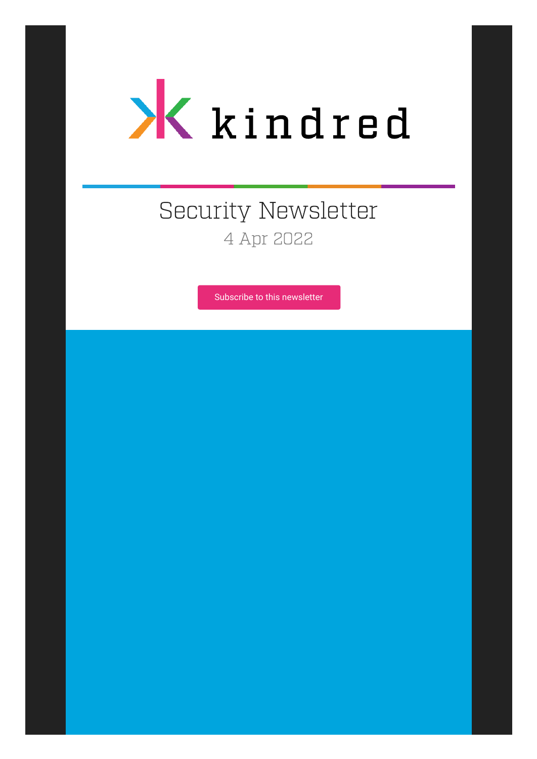kindred

# Security Newsletter

4 Apr 2022

Subscribe to this newsletter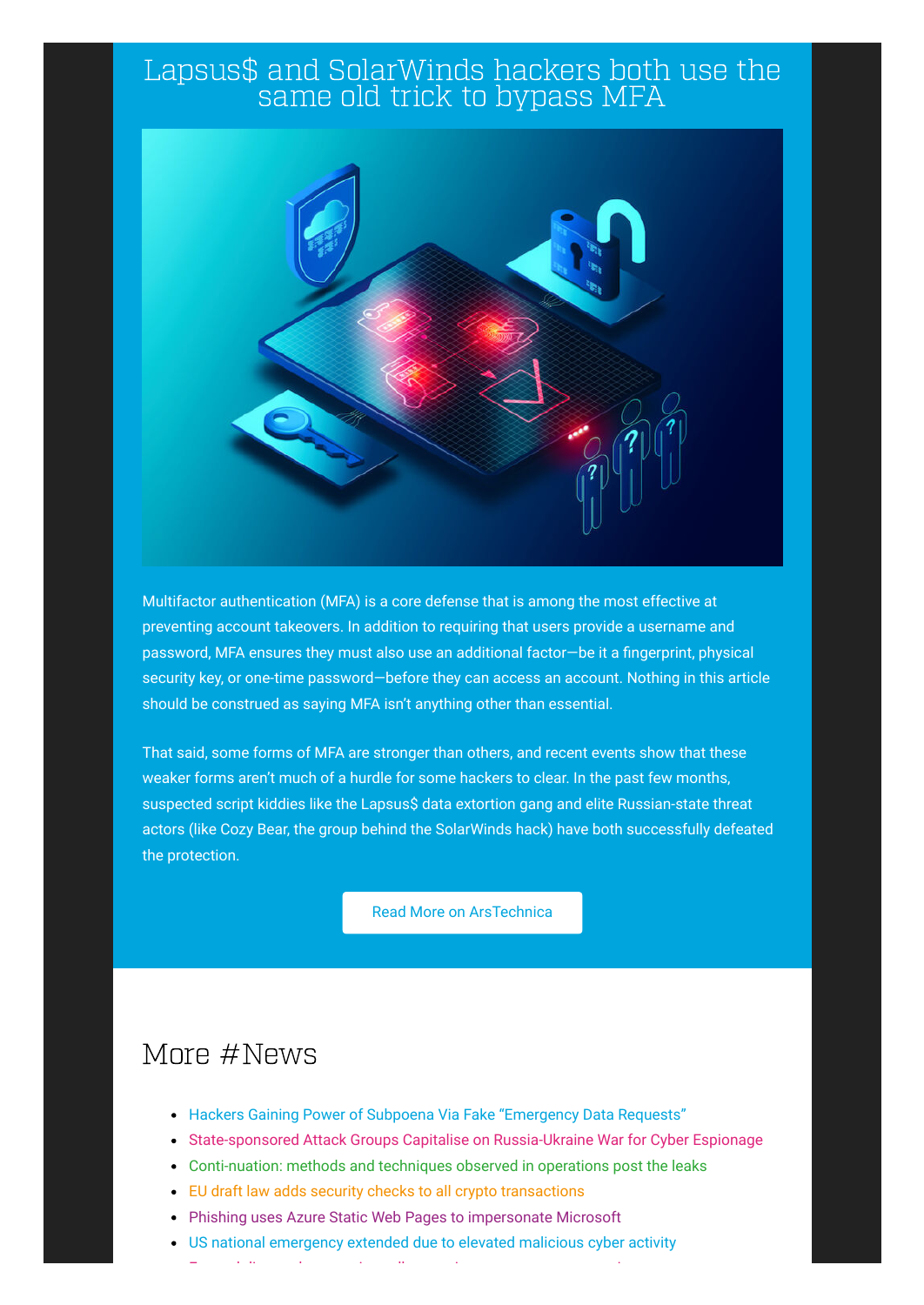# Lapsus$ and SolarWinds hackers both use the same old trick to bypass MFA

Multifactor authentication (MFA) is a core defense that is among the most effective at preventing account takeovers. In addition to requiring that users provide a username and password, MFA ensures they must also use an additional factor—be it a fingerprint, physical security key, or one-time password—before they can access an account. Nothing in this article should be construed as saying MFA isn't anything other than essential.

That said, some forms of MFA are stronger than others, and recent events show that these weaker forms aren't much of a hurdle for some hackers to clear. In the past few months, suspected script kiddies like the Lapsus$ data extortion gang and elite Russian-state threat actors (like Cozy Bear, the group behind the SolarWinds hack) have both successfully defeated the protection.

Read More on ArsTechnica

## More #News

- Hackers Gaining Power of Subpoena Via Fake "Emergency Data Requests"
- State-sponsored Attack Groups Capitalise on Russia-Ukraine War for Cyber Espionage
- Conti-nuation: methods and techniques observed in operations post the leaks
- EU draft law adds security checks to all crypto transactions
- Phishing uses Azure Static Web Pages to impersonate Microsoft
- US national emergency extended due to elevated malicious cyber activity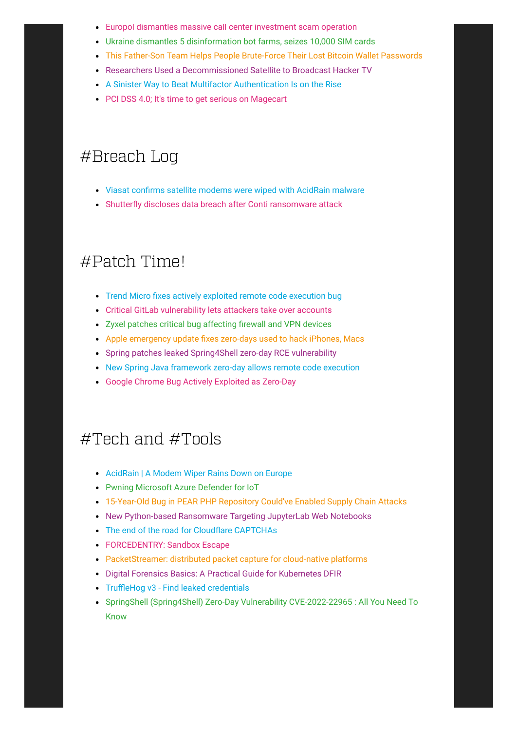- Europol dismantles massive call center investment scam operation
- Ukraine dismantles 5 disinformation bot farms, seizes 10,000 SIM cards
- This Father-Son Team Helps People Brute-Force Their Lost Bitcoin Wallet Passwords
- Researchers Used a Decommissioned Satellite to Broadcast Hacker TV
- A Sinister Way to Beat Multifactor Authentication Is on the Rise
- PCI DSS 4.0; It's time to get serious on Magecart

# #Breach Log

- Viasat confirms satellite modems were wiped with AcidRain malware
- Shutterfly discloses data breach after Conti ransomware attack

# #Patch Time!

- Trend Micro fixes actively exploited remote code execution bug
- Critical GitLab vulnerability lets attackers take over accounts
- Zyxel patches critical bug affecting firewall and VPN devices
- Apple emergency update fixes zero-days used to hack iPhones, Macs
- Spring patches leaked Spring4Shell zero-day RCE vulnerability
- New Spring Java framework zero-day allows remote code execution
- Google Chrome Bug Actively Exploited as Zero-Day

# #Tech and #Tools

- AcidRain | A Modem Wiper Rains Down on Europe
- Pwning Microsoft Azure Defender for IoT
- 15-Year-Old Bug in PEAR PHP Repository Could've Enabled Supply Chain Attacks
- New Python-based Ransomware Targeting JupyterLab Web Notebooks
- The end of the road for Cloudflare CAPTCHAs
- FORCEDENTRY: Sandbox Escape
- PacketStreamer: distributed packet capture for cloud-native platforms
- Digital Forensics Basics: A Practical Guide for Kubernetes DFIR
- TruffleHog v3 - Find leaked credentials
- SpringShell (Spring4Shell) Zero-Day Vulnerability CVE-2022-22965 : All You Need To Know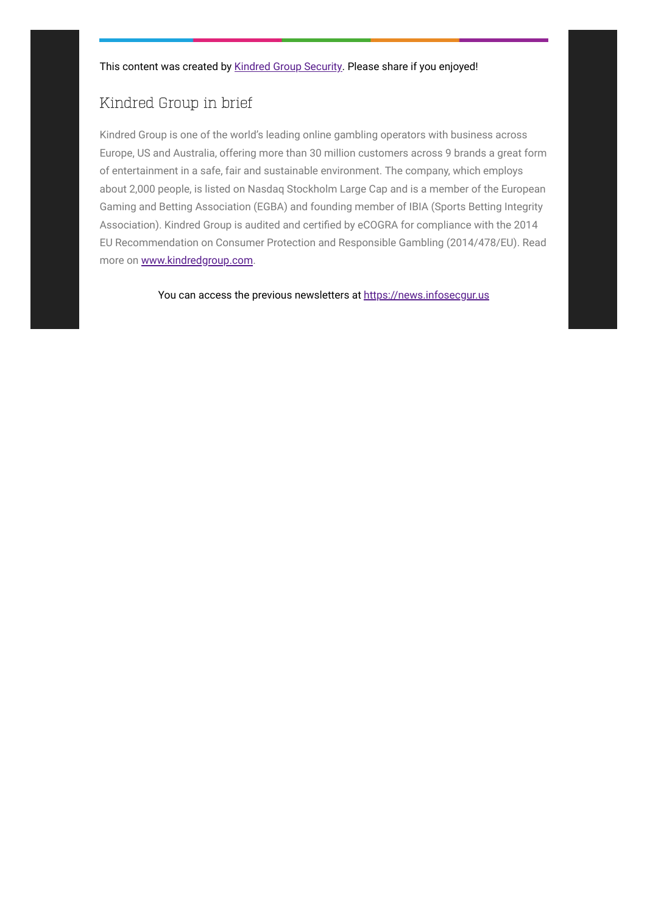This content was created by [Kindred Group Security](). Please share if you enjoyed!

## Kindred Group in brief

Kindred Group is one of the world's leading online gambling operators with business across Europe, US and Australia, offering more than 30 million customers across 9 brands a great form of entertainment in a safe, fair and sustainable environment. The company, which employs about 2,000 people, is listed on Nasdaq Stockholm Large Cap and is a member of the European Gaming and Betting Association (EGBA) and founding member of IBIA (Sports Betting Integrity Association). Kindred Group is audited and certified by eCOGRA for compliance with the 2014 EU Recommendation on Consumer Protection and Responsible Gambling (2014/478/EU). Read more on [www.kindredgroup.com](www.kindredgroup.com).

You can access the previous newsletters at [https://news.infosecgur.us](https://news.infosecgur.us)